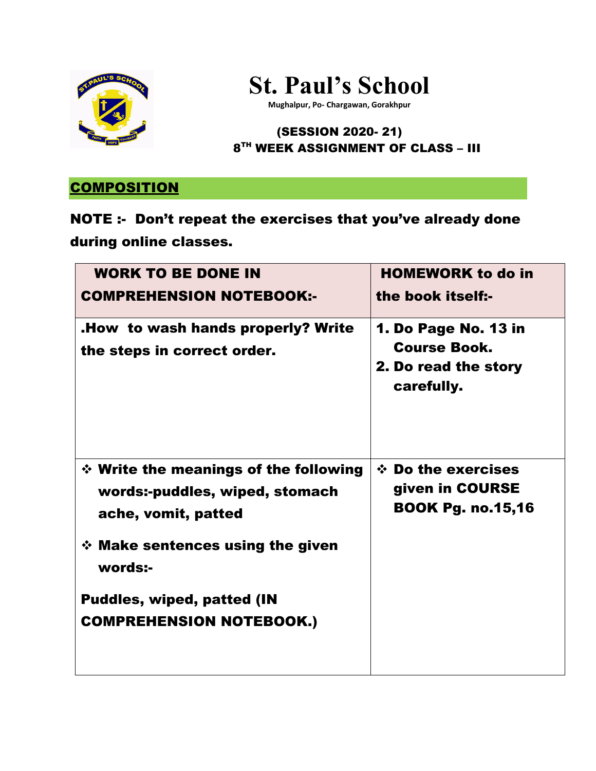# St. Paul's School

Mughalpur, Po- Chargawan, Gorakhpur

**(SESSION 2020- 21)**

**8TH WEEK ASSIGNMENT OF CLASS – III**

## COMPOSITION

**NOTE :- Don't repeat the exercises that you've already done during online classes.**

| WORK TO BE DONE IN COMPREHENSION NOTEBOOK:- | HOMEWORK to do in the book itself:- |
|---|---|
| .How to wash hands properly? Write the steps in correct order. | 1. Do Page No. 13 in Course Book.<br>2. Do read the story carefully. |
| ❖ Write the meanings of the following words:-puddles, wiped, stomach ache, vomit, patted<br>❖ Make sentences using the given words:-<br>Puddles, wiped, patted (IN COMPREHENSION NOTEBOOK.) | ❖ Do the exercises given in COURSE BOOK Pg. no.15,16 |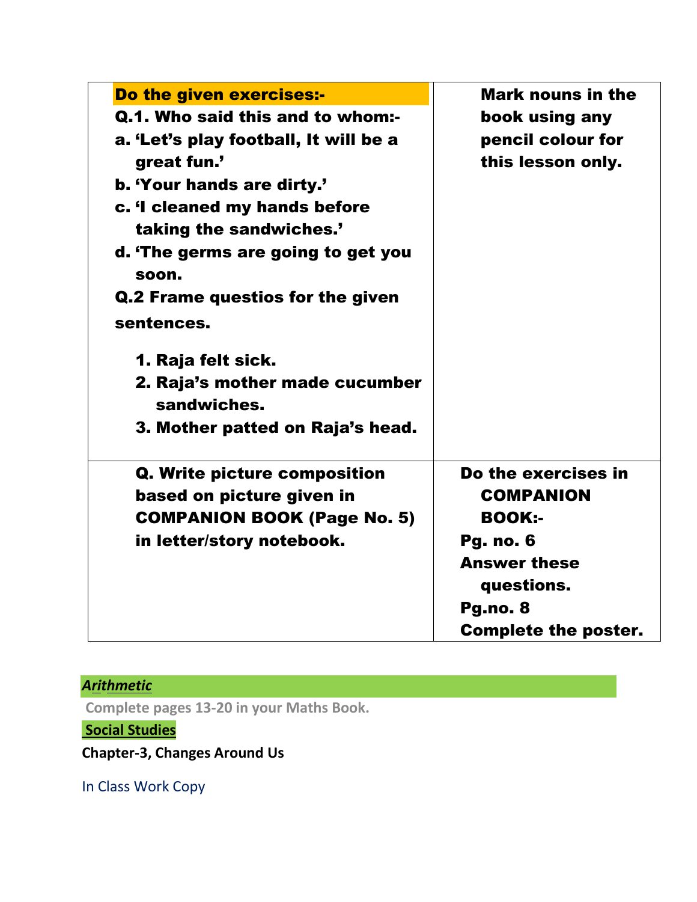| | |
|---|---|
| **Do the given exercises:-**<br>**Q.1. Who said this and to whom:-**<br>**a. 'Let's play football, It will be a great fun.'**<br>**b. 'Your hands are dirty.'**<br>**c. 'I cleaned my hands before taking the sandwiches.'**<br>**d. 'The germs are going to get you soon.**<br>**Q.2 Frame questios for the given sentences.**<br>**1. Raja felt sick.**<br>**2. Raja's mother made cucumber sandwiches.**<br>**3. Mother patted on Raja's head.** | **Mark nouns in the book using any pencil colour for this lesson only.** |
| **Q. Write picture composition based on picture given in COMPANION BOOK (Page No. 5) in letter/story notebook.** | **Do the exercises in COMPANION BOOK:-**<br>**Pg. no. 6**<br>**Answer these questions.**<br>**Pg.no. 8**<br>**Complete the poster.** |

***Arithmetic***

**Complete pages 13-20 in your Maths Book.**

**Social Studies**

**Chapter-3, Changes Around Us**

In Class Work Copy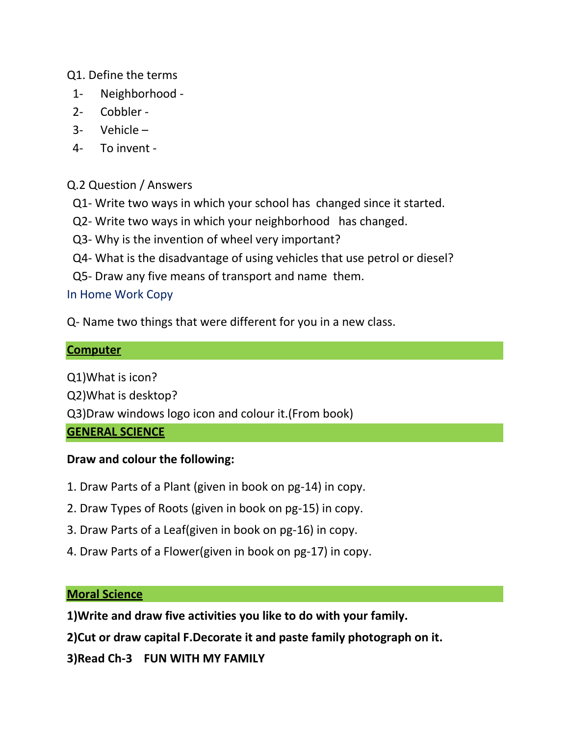Q1. Define the terms

1- Neighborhood -
2- Cobbler -
3- Vehicle –
4- To invent -

Q.2 Question / Answers

Q1- Write two ways in which your school has changed since it started.
Q2- Write two ways in which your neighborhood has changed.
Q3- Why is the invention of wheel very important?
Q4- What is the disadvantage of using vehicles that use petrol or diesel?
Q5- Draw any five means of transport and name them.

In Home Work Copy

Q- Name two things that were different for you in a new class.

## Computer

Q1)What is icon?

Q2)What is desktop?

Q3)Draw windows logo icon and colour it.(From book)

## GENERAL SCIENCE

**Draw and colour the following:**

1. Draw Parts of a Plant (given in book on pg-14) in copy.
2. Draw Types of Roots (given in book on pg-15) in copy.
3. Draw Parts of a Leaf(given in book on pg-16) in copy.
4. Draw Parts of a Flower(given in book on pg-17) in copy.

## Moral Science

**1)Write and draw five activities you like to do with your family.**

**2)Cut or draw capital F.Decorate it and paste family photograph on it.**

**3)Read Ch-3 FUN WITH MY FAMILY**